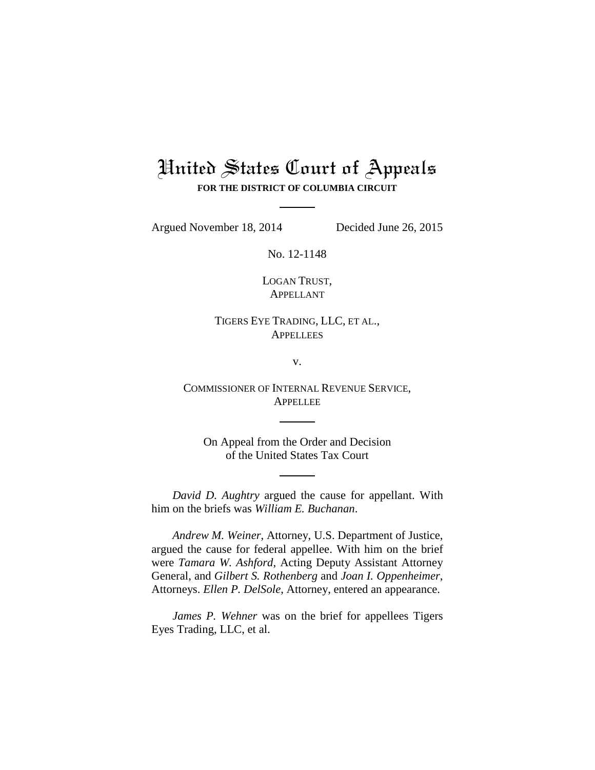# United States Court of Appeals

**FOR THE DISTRICT OF COLUMBIA CIRCUIT**

Argued November 18, 2014 Decided June 26, 2015

No. 12-1148

LOGAN TRUST,
APPELLANT

TIGERS EYE TRADING, LLC, ET AL.,
APPELLEES

v.

COMMISSIONER OF INTERNAL REVENUE SERVICE,
APPELLEE

On Appeal from the Order and Decision
of the United States Tax Court

*David D. Aughtry* argued the cause for appellant. With him on the briefs was *William E. Buchanan*.

*Andrew M. Weiner*, Attorney, U.S. Department of Justice, argued the cause for federal appellee. With him on the brief were *Tamara W. Ashford*, Acting Deputy Assistant Attorney General, and *Gilbert S. Rothenberg* and *Joan I. Oppenheimer*, Attorneys. *Ellen P. DelSole*, Attorney, entered an appearance.

*James P. Wehner* was on the brief for appellees Tigers Eyes Trading, LLC, et al.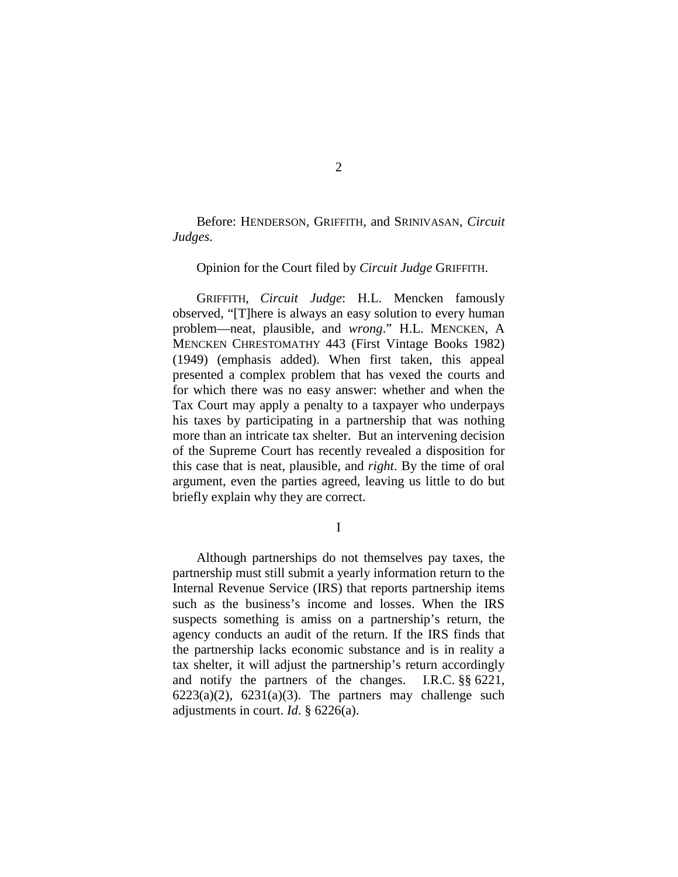Before: HENDERSON, GRIFFITH, and SRINIVASAN, *Circuit Judges*.

Opinion for the Court filed by *Circuit Judge* GRIFFITH.

GRIFFITH, *Circuit Judge*: H.L. Mencken famously observed, "[T]here is always an easy solution to every human problem—neat, plausible, and *wrong*." H.L. MENCKEN, A MENCKEN CHRESTOMATHY 443 (First Vintage Books 1982) (1949) (emphasis added). When first taken, this appeal presented a complex problem that has vexed the courts and for which there was no easy answer: whether and when the Tax Court may apply a penalty to a taxpayer who underpays his taxes by participating in a partnership that was nothing more than an intricate tax shelter. But an intervening decision of the Supreme Court has recently revealed a disposition for this case that is neat, plausible, and *right*. By the time of oral argument, even the parties agreed, leaving us little to do but briefly explain why they are correct.

I

Although partnerships do not themselves pay taxes, the partnership must still submit a yearly information return to the Internal Revenue Service (IRS) that reports partnership items such as the business's income and losses. When the IRS suspects something is amiss on a partnership's return, the agency conducts an audit of the return. If the IRS finds that the partnership lacks economic substance and is in reality a tax shelter, it will adjust the partnership's return accordingly and notify the partners of the changes. I.R.C. §§ 6221, 6223(a)(2), 6231(a)(3). The partners may challenge such adjustments in court. *Id*. § 6226(a).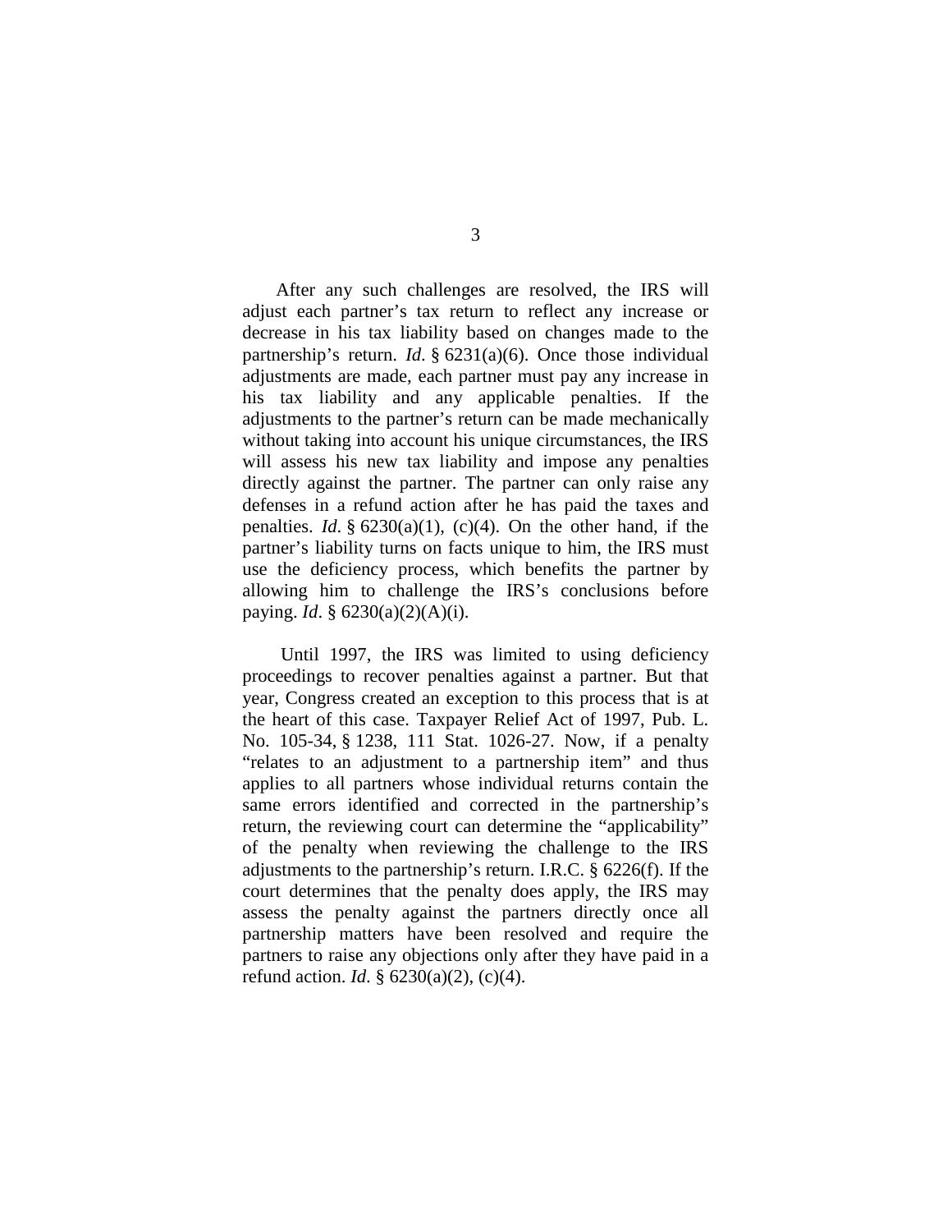After any such challenges are resolved, the IRS will adjust each partner's tax return to reflect any increase or decrease in his tax liability based on changes made to the partnership's return. *Id*. § 6231(a)(6). Once those individual adjustments are made, each partner must pay any increase in his tax liability and any applicable penalties. If the adjustments to the partner's return can be made mechanically without taking into account his unique circumstances, the IRS will assess his new tax liability and impose any penalties directly against the partner. The partner can only raise any defenses in a refund action after he has paid the taxes and penalties. *Id*. § 6230(a)(1), (c)(4). On the other hand, if the partner's liability turns on facts unique to him, the IRS must use the deficiency process, which benefits the partner by allowing him to challenge the IRS's conclusions before paying. *Id*. § 6230(a)(2)(A)(i).

Until 1997, the IRS was limited to using deficiency proceedings to recover penalties against a partner. But that year, Congress created an exception to this process that is at the heart of this case. Taxpayer Relief Act of 1997, Pub. L. No. 105-34, § 1238, 111 Stat. 1026-27. Now, if a penalty "relates to an adjustment to a partnership item" and thus applies to all partners whose individual returns contain the same errors identified and corrected in the partnership's return, the reviewing court can determine the "applicability" of the penalty when reviewing the challenge to the IRS adjustments to the partnership's return. I.R.C. § 6226(f). If the court determines that the penalty does apply, the IRS may assess the penalty against the partners directly once all partnership matters have been resolved and require the partners to raise any objections only after they have paid in a refund action. *Id*. § 6230(a)(2), (c)(4).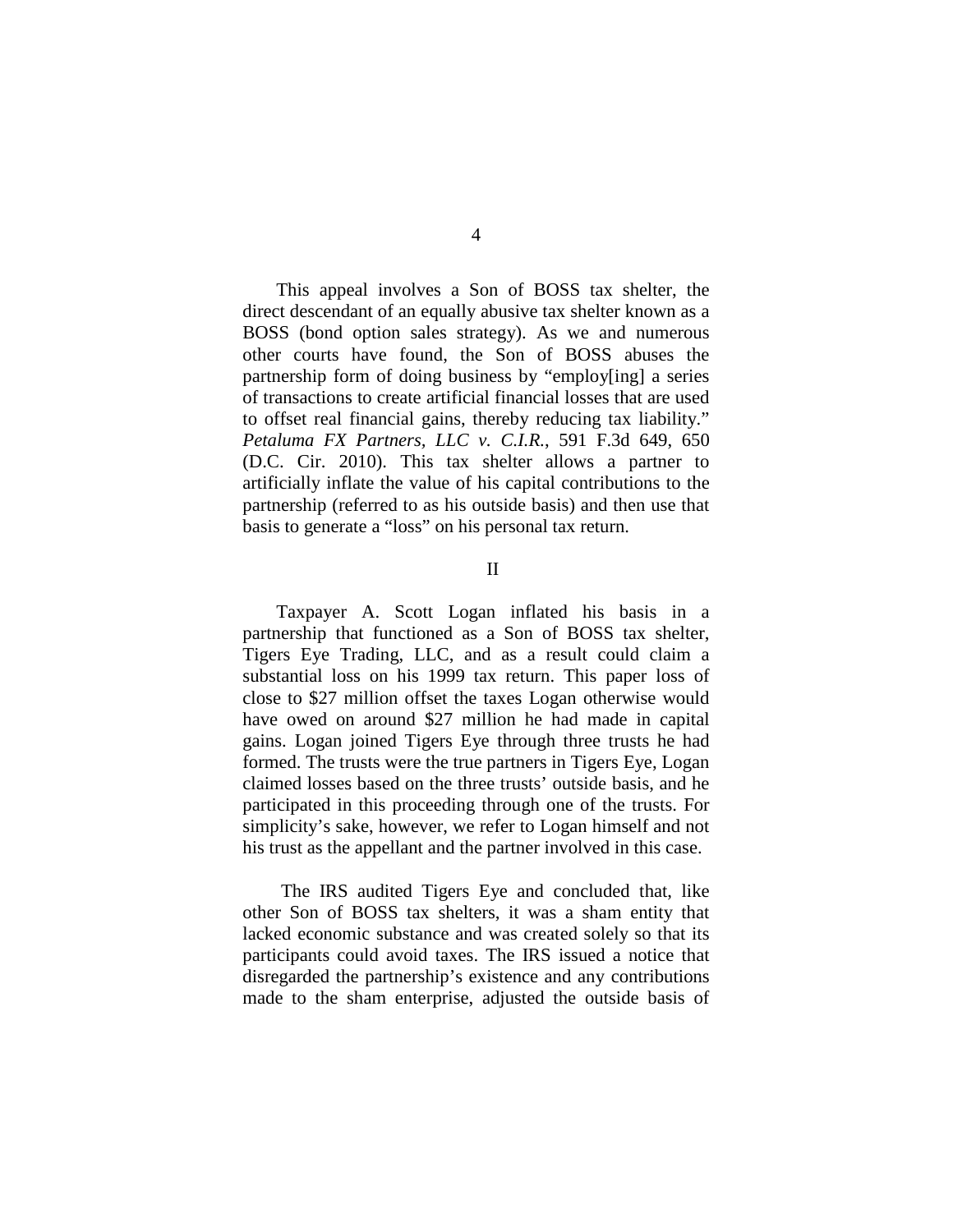This appeal involves a Son of BOSS tax shelter, the direct descendant of an equally abusive tax shelter known as a BOSS (bond option sales strategy). As we and numerous other courts have found, the Son of BOSS abuses the partnership form of doing business by "employ[ing] a series of transactions to create artificial financial losses that are used to offset real financial gains, thereby reducing tax liability." *Petaluma FX Partners, LLC v. C.I.R.*, 591 F.3d 649, 650 (D.C. Cir. 2010). This tax shelter allows a partner to artificially inflate the value of his capital contributions to the partnership (referred to as his outside basis) and then use that basis to generate a "loss" on his personal tax return.

## II

Taxpayer A. Scott Logan inflated his basis in a partnership that functioned as a Son of BOSS tax shelter, Tigers Eye Trading, LLC, and as a result could claim a substantial loss on his 1999 tax return. This paper loss of close to $27 million offset the taxes Logan otherwise would have owed on around $27 million he had made in capital gains. Logan joined Tigers Eye through three trusts he had formed. The trusts were the true partners in Tigers Eye, Logan claimed losses based on the three trusts' outside basis, and he participated in this proceeding through one of the trusts. For simplicity's sake, however, we refer to Logan himself and not his trust as the appellant and the partner involved in this case.

The IRS audited Tigers Eye and concluded that, like other Son of BOSS tax shelters, it was a sham entity that lacked economic substance and was created solely so that its participants could avoid taxes. The IRS issued a notice that disregarded the partnership's existence and any contributions made to the sham enterprise, adjusted the outside basis of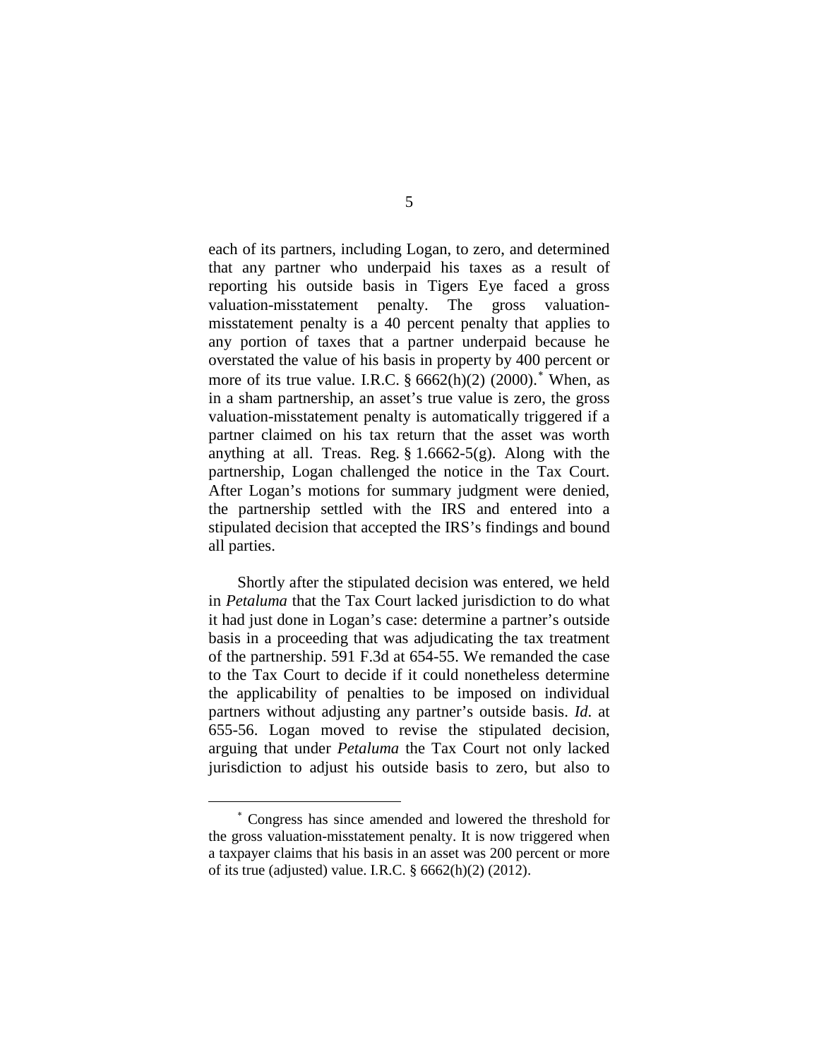each of its partners, including Logan, to zero, and determined that any partner who underpaid his taxes as a result of reporting his outside basis in Tigers Eye faced a gross valuation-misstatement penalty. The gross valuation-misstatement penalty is a 40 percent penalty that applies to any portion of taxes that a partner underpaid because he overstated the value of his basis in property by 400 percent or more of its true value. I.R.C. § 6662(h)(2) (2000).[*] When, as in a sham partnership, an asset's true value is zero, the gross valuation-misstatement penalty is automatically triggered if a partner claimed on his tax return that the asset was worth anything at all. Treas. Reg. § 1.6662-5(g). Along with the partnership, Logan challenged the notice in the Tax Court. After Logan's motions for summary judgment were denied, the partnership settled with the IRS and entered into a stipulated decision that accepted the IRS's findings and bound all parties.

Shortly after the stipulated decision was entered, we held in *Petaluma* that the Tax Court lacked jurisdiction to do what it had just done in Logan's case: determine a partner's outside basis in a proceeding that was adjudicating the tax treatment of the partnership. 591 F.3d at 654-55. We remanded the case to the Tax Court to decide if it could nonetheless determine the applicability of penalties to be imposed on individual partners without adjusting any partner's outside basis. *Id*. at 655-56. Logan moved to revise the stipulated decision, arguing that under *Petaluma* the Tax Court not only lacked jurisdiction to adjust his outside basis to zero, but also to

[*] Congress has since amended and lowered the threshold for the gross valuation-misstatement penalty. It is now triggered when a taxpayer claims that his basis in an asset was 200 percent or more of its true (adjusted) value. I.R.C. § 6662(h)(2) (2012).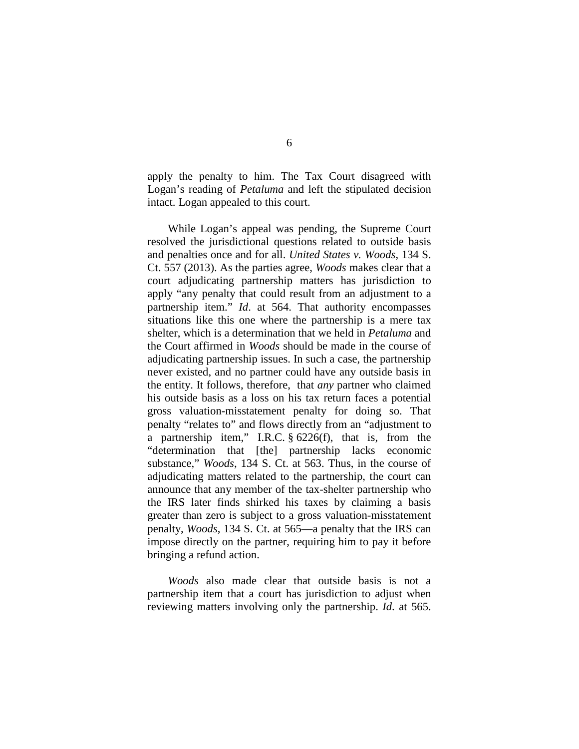apply the penalty to him. The Tax Court disagreed with Logan's reading of *Petaluma* and left the stipulated decision intact. Logan appealed to this court.

While Logan's appeal was pending, the Supreme Court resolved the jurisdictional questions related to outside basis and penalties once and for all. *United States v. Woods*, 134 S. Ct. 557 (2013). As the parties agree, *Woods* makes clear that a court adjudicating partnership matters has jurisdiction to apply "any penalty that could result from an adjustment to a partnership item." *Id*. at 564. That authority encompasses situations like this one where the partnership is a mere tax shelter, which is a determination that we held in *Petaluma* and the Court affirmed in *Woods* should be made in the course of adjudicating partnership issues. In such a case, the partnership never existed, and no partner could have any outside basis in the entity. It follows, therefore, that *any* partner who claimed his outside basis as a loss on his tax return faces a potential gross valuation-misstatement penalty for doing so. That penalty "relates to" and flows directly from an "adjustment to a partnership item," I.R.C. § 6226(f), that is, from the "determination that [the] partnership lacks economic substance," *Woods*, 134 S. Ct. at 563. Thus, in the course of adjudicating matters related to the partnership, the court can announce that any member of the tax-shelter partnership who the IRS later finds shirked his taxes by claiming a basis greater than zero is subject to a gross valuation-misstatement penalty, *Woods*, 134 S. Ct. at 565—a penalty that the IRS can impose directly on the partner, requiring him to pay it before bringing a refund action.

*Woods* also made clear that outside basis is not a partnership item that a court has jurisdiction to adjust when reviewing matters involving only the partnership. *Id*. at 565.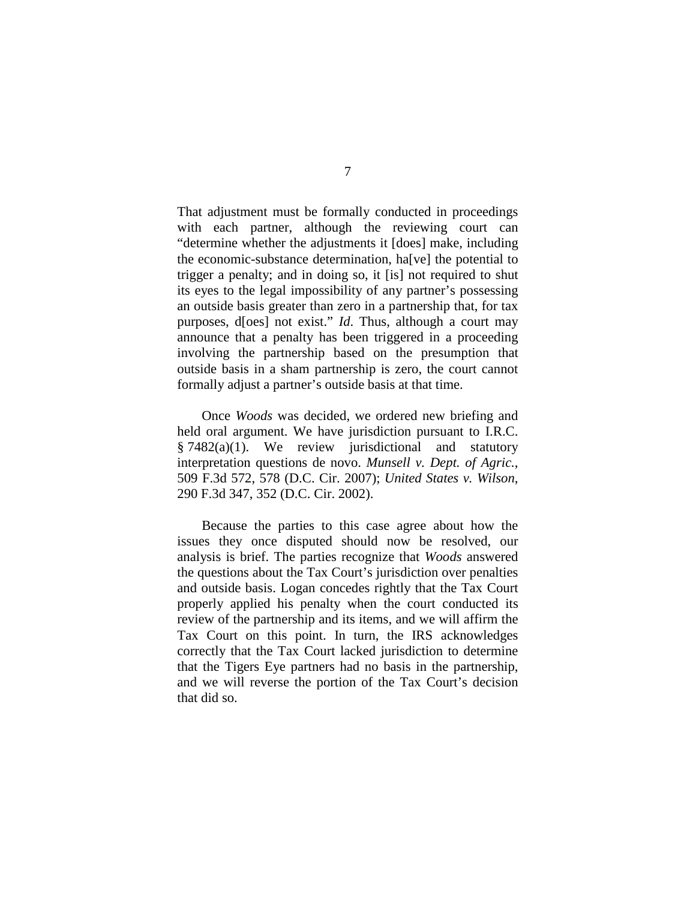That adjustment must be formally conducted in proceedings with each partner, although the reviewing court can "determine whether the adjustments it [does] make, including the economic-substance determination, ha[ve] the potential to trigger a penalty; and in doing so, it [is] not required to shut its eyes to the legal impossibility of any partner's possessing an outside basis greater than zero in a partnership that, for tax purposes, d[oes] not exist." *Id*. Thus, although a court may announce that a penalty has been triggered in a proceeding involving the partnership based on the presumption that outside basis in a sham partnership is zero, the court cannot formally adjust a partner's outside basis at that time.

Once *Woods* was decided, we ordered new briefing and held oral argument. We have jurisdiction pursuant to I.R.C. § 7482(a)(1). We review jurisdictional and statutory interpretation questions de novo. *Munsell v. Dept. of Agric.*, 509 F.3d 572, 578 (D.C. Cir. 2007); *United States v. Wilson*, 290 F.3d 347, 352 (D.C. Cir. 2002).

Because the parties to this case agree about how the issues they once disputed should now be resolved, our analysis is brief. The parties recognize that *Woods* answered the questions about the Tax Court's jurisdiction over penalties and outside basis. Logan concedes rightly that the Tax Court properly applied his penalty when the court conducted its review of the partnership and its items, and we will affirm the Tax Court on this point. In turn, the IRS acknowledges correctly that the Tax Court lacked jurisdiction to determine that the Tigers Eye partners had no basis in the partnership, and we will reverse the portion of the Tax Court's decision that did so.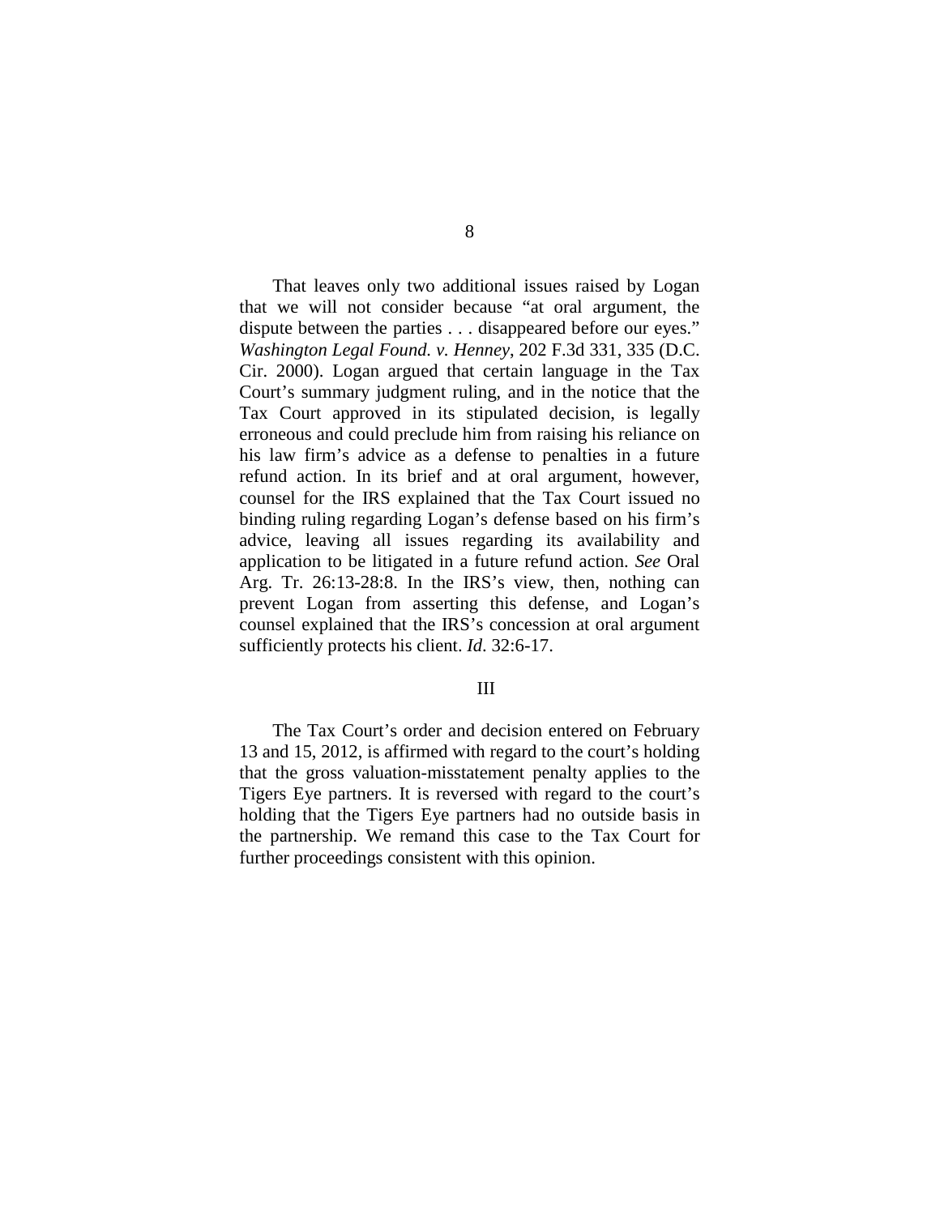That leaves only two additional issues raised by Logan that we will not consider because "at oral argument, the dispute between the parties . . . disappeared before our eyes." *Washington Legal Found. v. Henney*, 202 F.3d 331, 335 (D.C. Cir. 2000). Logan argued that certain language in the Tax Court's summary judgment ruling, and in the notice that the Tax Court approved in its stipulated decision, is legally erroneous and could preclude him from raising his reliance on his law firm's advice as a defense to penalties in a future refund action. In its brief and at oral argument, however, counsel for the IRS explained that the Tax Court issued no binding ruling regarding Logan's defense based on his firm's advice, leaving all issues regarding its availability and application to be litigated in a future refund action. *See* Oral Arg. Tr. 26:13-28:8. In the IRS's view, then, nothing can prevent Logan from asserting this defense, and Logan's counsel explained that the IRS's concession at oral argument sufficiently protects his client. *Id*. 32:6-17.

## III

The Tax Court's order and decision entered on February 13 and 15, 2012, is affirmed with regard to the court's holding that the gross valuation-misstatement penalty applies to the Tigers Eye partners. It is reversed with regard to the court's holding that the Tigers Eye partners had no outside basis in the partnership. We remand this case to the Tax Court for further proceedings consistent with this opinion.